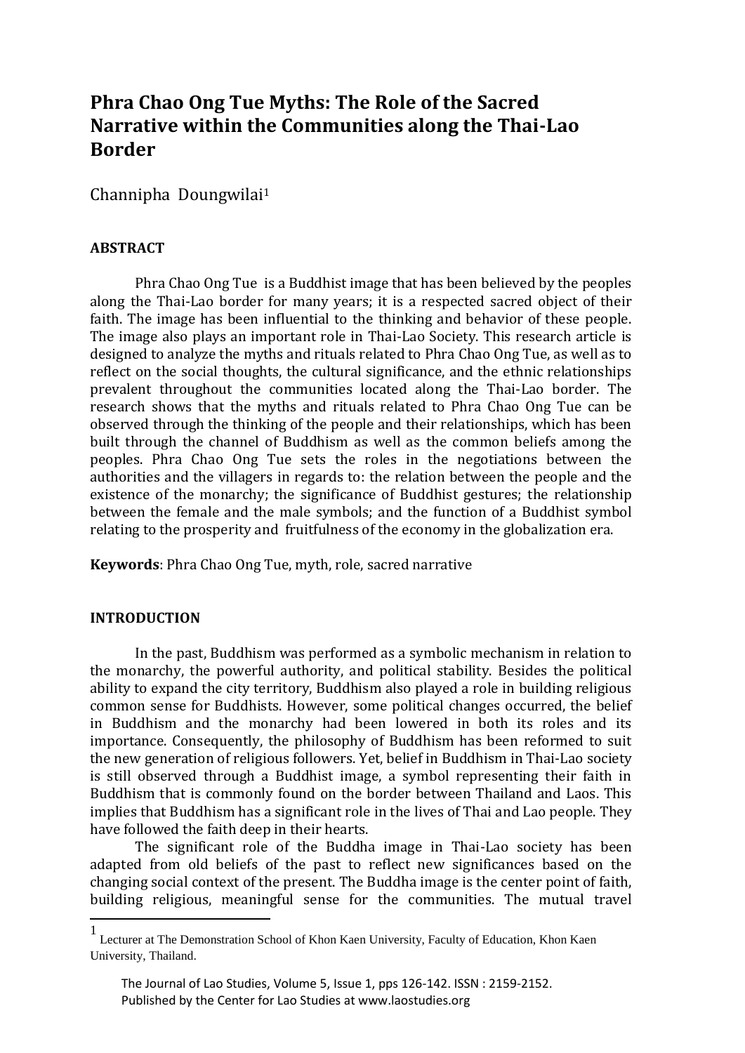# Phra Chao Ong Tue Myths: The Role of the Sacred Narrative within the Communities along the Thai-Lao Border

Channipha Doungwilai[1]

## ABSTRACT

Phra Chao Ong Tue is a Buddhist image that has been believed by the peoples along the Thai-Lao border for many years; it is a respected sacred object of their faith. The image has been influential to the thinking and behavior of these people. The image also plays an important role in Thai-Lao Society. This research article is designed to analyze the myths and rituals related to Phra Chao Ong Tue, as well as to reflect on the social thoughts, the cultural significance, and the ethnic relationships prevalent throughout the communities located along the Thai-Lao border. The research shows that the myths and rituals related to Phra Chao Ong Tue can be observed through the thinking of the people and their relationships, which has been built through the channel of Buddhism as well as the common beliefs among the peoples. Phra Chao Ong Tue sets the roles in the negotiations between the authorities and the villagers in regards to: the relation between the people and the existence of the monarchy; the significance of Buddhist gestures; the relationship between the female and the male symbols; and the function of a Buddhist symbol relating to the prosperity and fruitfulness of the economy in the globalization era.

**Keywords**: Phra Chao Ong Tue, myth, role, sacred narrative

## INTRODUCTION

In the past, Buddhism was performed as a symbolic mechanism in relation to the monarchy, the powerful authority, and political stability. Besides the political ability to expand the city territory, Buddhism also played a role in building religious common sense for Buddhists. However, some political changes occurred, the belief in Buddhism and the monarchy had been lowered in both its roles and its importance. Consequently, the philosophy of Buddhism has been reformed to suit the new generation of religious followers. Yet, belief in Buddhism in Thai-Lao society is still observed through a Buddhist image, a symbol representing their faith in Buddhism that is commonly found on the border between Thailand and Laos. This implies that Buddhism has a significant role in the lives of Thai and Lao people. They have followed the faith deep in their hearts.

The significant role of the Buddha image in Thai-Lao society has been adapted from old beliefs of the past to reflect new significances based on the changing social context of the present. The Buddha image is the center point of faith, building religious, meaningful sense for the communities. The mutual travel

[1] Lecturer at The Demonstration School of Khon Kaen University, Faculty of Education, Khon Kaen University, Thailand.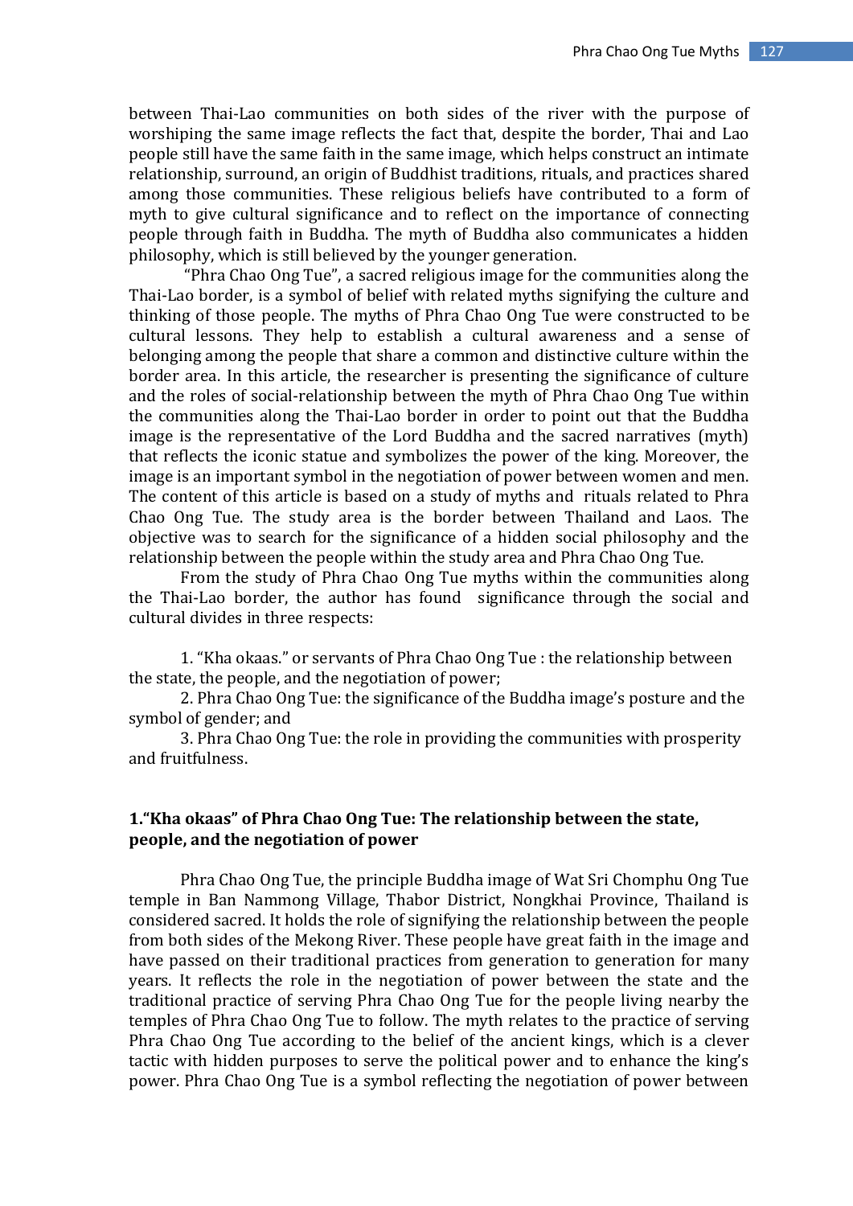between Thai-Lao communities on both sides of the river with the purpose of worshiping the same image reflects the fact that, despite the border, Thai and Lao people still have the same faith in the same image, which helps construct an intimate relationship, surround, an origin of Buddhist traditions, rituals, and practices shared among those communities. These religious beliefs have contributed to a form of myth to give cultural significance and to reflect on the importance of connecting people through faith in Buddha. The myth of Buddha also communicates a hidden philosophy, which is still believed by the younger generation.

"Phra Chao Ong Tue", a sacred religious image for the communities along the Thai-Lao border, is a symbol of belief with related myths signifying the culture and thinking of those people. The myths of Phra Chao Ong Tue were constructed to be cultural lessons. They help to establish a cultural awareness and a sense of belonging among the people that share a common and distinctive culture within the border area. In this article, the researcher is presenting the significance of culture and the roles of social-relationship between the myth of Phra Chao Ong Tue within the communities along the Thai-Lao border in order to point out that the Buddha image is the representative of the Lord Buddha and the sacred narratives (myth) that reflects the iconic statue and symbolizes the power of the king. Moreover, the image is an important symbol in the negotiation of power between women and men. The content of this article is based on a study of myths and rituals related to Phra Chao Ong Tue. The study area is the border between Thailand and Laos. The objective was to search for the significance of a hidden social philosophy and the relationship between the people within the study area and Phra Chao Ong Tue.

From the study of Phra Chao Ong Tue myths within the communities along the Thai-Lao border, the author has found significance through the social and cultural divides in three respects:

1. "Kha okaas." or servants of Phra Chao Ong Tue : the relationship between the state, the people, and the negotiation of power;
2. Phra Chao Ong Tue: the significance of the Buddha image's posture and the symbol of gender; and
3. Phra Chao Ong Tue: the role in providing the communities with prosperity and fruitfulness.

## 1."Kha okaas" of Phra Chao Ong Tue: The relationship between the state, people, and the negotiation of power

Phra Chao Ong Tue, the principle Buddha image of Wat Sri Chomphu Ong Tue temple in Ban Nammong Village, Thabor District, Nongkhai Province, Thailand is considered sacred. It holds the role of signifying the relationship between the people from both sides of the Mekong River. These people have great faith in the image and have passed on their traditional practices from generation to generation for many years. It reflects the role in the negotiation of power between the state and the traditional practice of serving Phra Chao Ong Tue for the people living nearby the temples of Phra Chao Ong Tue to follow. The myth relates to the practice of serving Phra Chao Ong Tue according to the belief of the ancient kings, which is a clever tactic with hidden purposes to serve the political power and to enhance the king's power. Phra Chao Ong Tue is a symbol reflecting the negotiation of power between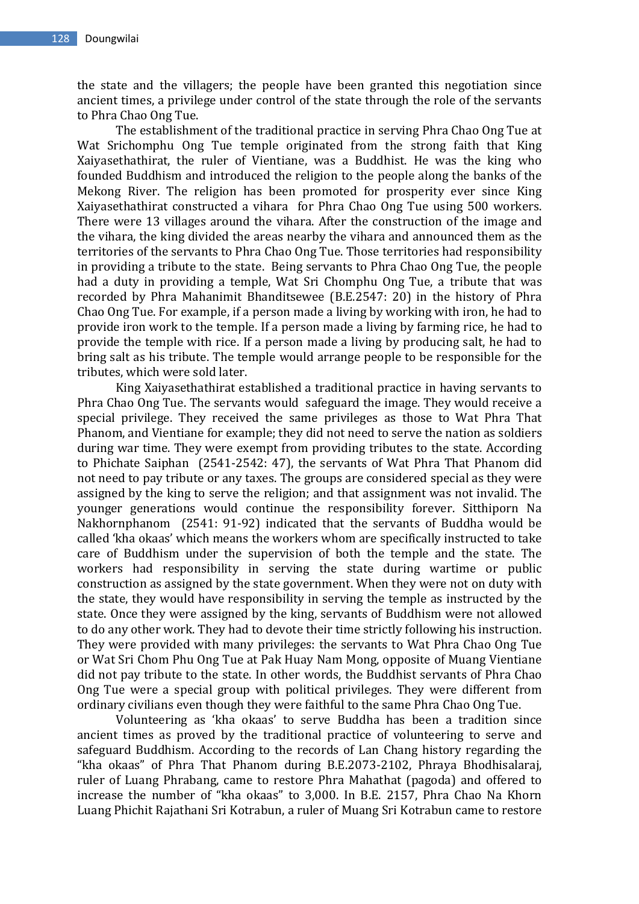the state and the villagers; the people have been granted this negotiation since ancient times, a privilege under control of the state through the role of the servants to Phra Chao Ong Tue.

The establishment of the traditional practice in serving Phra Chao Ong Tue at Wat Srichomphu Ong Tue temple originated from the strong faith that King Xaiyasethathirat, the ruler of Vientiane, was a Buddhist. He was the king who founded Buddhism and introduced the religion to the people along the banks of the Mekong River. The religion has been promoted for prosperity ever since King Xaiyasethathirat constructed a vihara for Phra Chao Ong Tue using 500 workers. There were 13 villages around the vihara. After the construction of the image and the vihara, the king divided the areas nearby the vihara and announced them as the territories of the servants to Phra Chao Ong Tue. Those territories had responsibility in providing a tribute to the state. Being servants to Phra Chao Ong Tue, the people had a duty in providing a temple, Wat Sri Chomphu Ong Tue, a tribute that was recorded by Phra Mahanimit Bhanditsewee (B.E.2547: 20) in the history of Phra Chao Ong Tue. For example, if a person made a living by working with iron, he had to provide iron work to the temple. If a person made a living by farming rice, he had to provide the temple with rice. If a person made a living by producing salt, he had to bring salt as his tribute. The temple would arrange people to be responsible for the tributes, which were sold later.

King Xaiyasethathirat established a traditional practice in having servants to Phra Chao Ong Tue. The servants would safeguard the image. They would receive a special privilege. They received the same privileges as those to Wat Phra That Phanom, and Vientiane for example; they did not need to serve the nation as soldiers during war time. They were exempt from providing tributes to the state. According to Phichate Saiphan (2541-2542: 47), the servants of Wat Phra That Phanom did not need to pay tribute or any taxes. The groups are considered special as they were assigned by the king to serve the religion; and that assignment was not invalid. The younger generations would continue the responsibility forever. Sitthiporn Na Nakhornphanom (2541: 91-92) indicated that the servants of Buddha would be called 'kha okaas' which means the workers whom are specifically instructed to take care of Buddhism under the supervision of both the temple and the state. The workers had responsibility in serving the state during wartime or public construction as assigned by the state government. When they were not on duty with the state, they would have responsibility in serving the temple as instructed by the state. Once they were assigned by the king, servants of Buddhism were not allowed to do any other work. They had to devote their time strictly following his instruction. They were provided with many privileges: the servants to Wat Phra Chao Ong Tue or Wat Sri Chom Phu Ong Tue at Pak Huay Nam Mong, opposite of Muang Vientiane did not pay tribute to the state. In other words, the Buddhist servants of Phra Chao Ong Tue were a special group with political privileges. They were different from ordinary civilians even though they were faithful to the same Phra Chao Ong Tue.

Volunteering as 'kha okaas' to serve Buddha has been a tradition since ancient times as proved by the traditional practice of volunteering to serve and safeguard Buddhism. According to the records of Lan Chang history regarding the "kha okaas" of Phra That Phanom during B.E.2073-2102, Phraya Bhodhisalaraj, ruler of Luang Phrabang, came to restore Phra Mahathat (pagoda) and offered to increase the number of "kha okaas" to 3,000. In B.E. 2157, Phra Chao Na Khorn Luang Phichit Rajathani Sri Kotrabun, a ruler of Muang Sri Kotrabun came to restore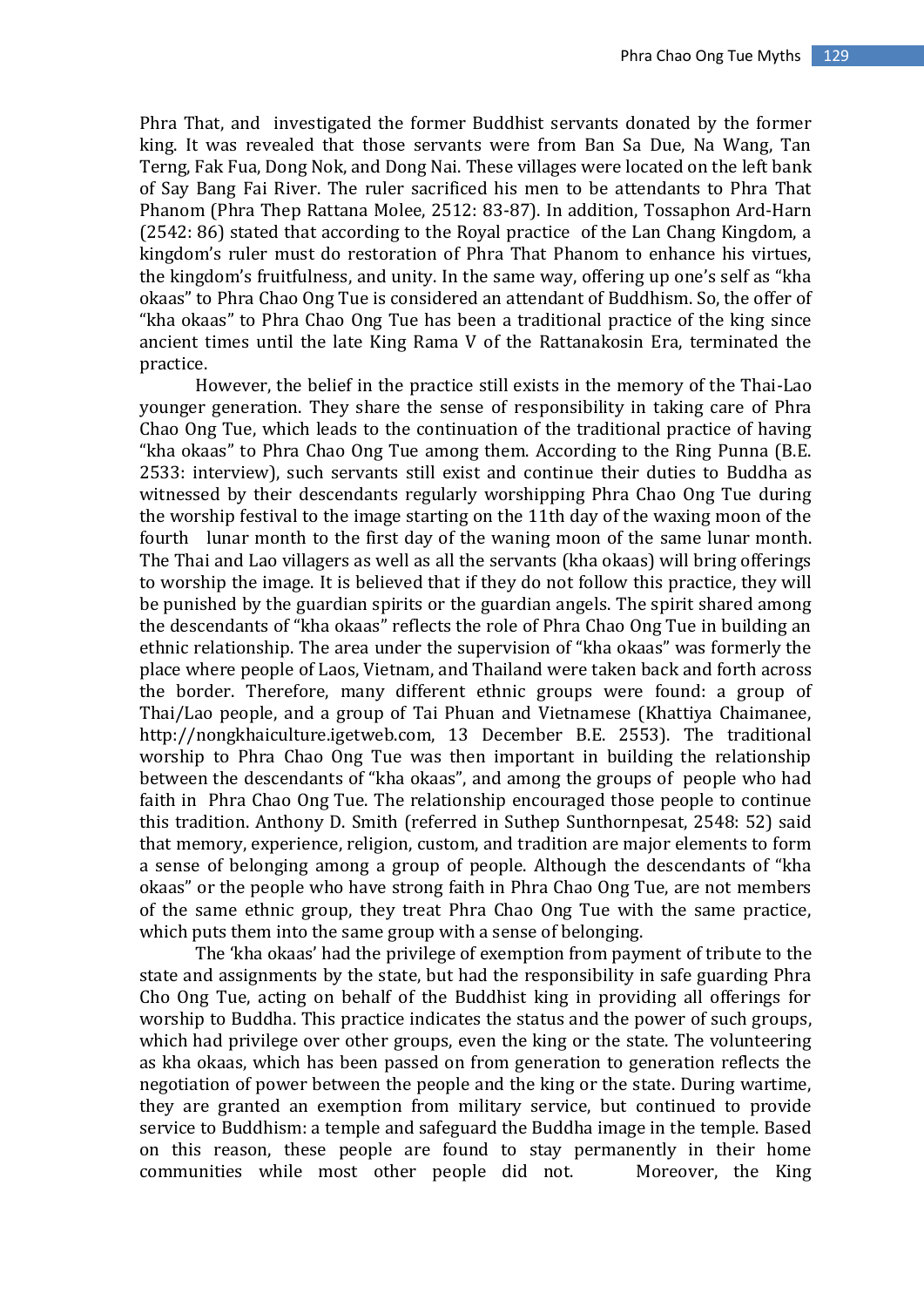Phra That, and investigated the former Buddhist servants donated by the former king. It was revealed that those servants were from Ban Sa Due, Na Wang, Tan Terng, Fak Fua, Dong Nok, and Dong Nai. These villages were located on the left bank of Say Bang Fai River. The ruler sacrificed his men to be attendants to Phra That Phanom (Phra Thep Rattana Molee, 2512: 83-87). In addition, Tossaphon Ard-Harn (2542: 86) stated that according to the Royal practice of the Lan Chang Kingdom, a kingdom's ruler must do restoration of Phra That Phanom to enhance his virtues, the kingdom's fruitfulness, and unity. In the same way, offering up one's self as "kha okaas" to Phra Chao Ong Tue is considered an attendant of Buddhism. So, the offer of "kha okaas" to Phra Chao Ong Tue has been a traditional practice of the king since ancient times until the late King Rama V of the Rattanakosin Era, terminated the practice.

However, the belief in the practice still exists in the memory of the Thai-Lao younger generation. They share the sense of responsibility in taking care of Phra Chao Ong Tue, which leads to the continuation of the traditional practice of having "kha okaas" to Phra Chao Ong Tue among them. According to the Ring Punna (B.E. 2533: interview), such servants still exist and continue their duties to Buddha as witnessed by their descendants regularly worshipping Phra Chao Ong Tue during the worship festival to the image starting on the 11th day of the waxing moon of the fourth lunar month to the first day of the waning moon of the same lunar month. The Thai and Lao villagers as well as all the servants (kha okaas) will bring offerings to worship the image. It is believed that if they do not follow this practice, they will be punished by the guardian spirits or the guardian angels. The spirit shared among the descendants of "kha okaas" reflects the role of Phra Chao Ong Tue in building an ethnic relationship. The area under the supervision of "kha okaas" was formerly the place where people of Laos, Vietnam, and Thailand were taken back and forth across the border. Therefore, many different ethnic groups were found: a group of Thai/Lao people, and a group of Tai Phuan and Vietnamese (Khattiya Chaimanee, http://nongkhaiculture.igetweb.com, 13 December B.E. 2553). The traditional worship to Phra Chao Ong Tue was then important in building the relationship between the descendants of "kha okaas", and among the groups of people who had faith in Phra Chao Ong Tue. The relationship encouraged those people to continue this tradition. Anthony D. Smith (referred in Suthep Sunthornpesat, 2548: 52) said that memory, experience, religion, custom, and tradition are major elements to form a sense of belonging among a group of people. Although the descendants of "kha okaas" or the people who have strong faith in Phra Chao Ong Tue, are not members of the same ethnic group, they treat Phra Chao Ong Tue with the same practice, which puts them into the same group with a sense of belonging.

The 'kha okaas' had the privilege of exemption from payment of tribute to the state and assignments by the state, but had the responsibility in safe guarding Phra Cho Ong Tue, acting on behalf of the Buddhist king in providing all offerings for worship to Buddha. This practice indicates the status and the power of such groups, which had privilege over other groups, even the king or the state. The volunteering as kha okaas, which has been passed on from generation to generation reflects the negotiation of power between the people and the king or the state. During wartime, they are granted an exemption from military service, but continued to provide service to Buddhism: a temple and safeguard the Buddha image in the temple. Based on this reason, these people are found to stay permanently in their home communities while most other people did not. Moreover, the King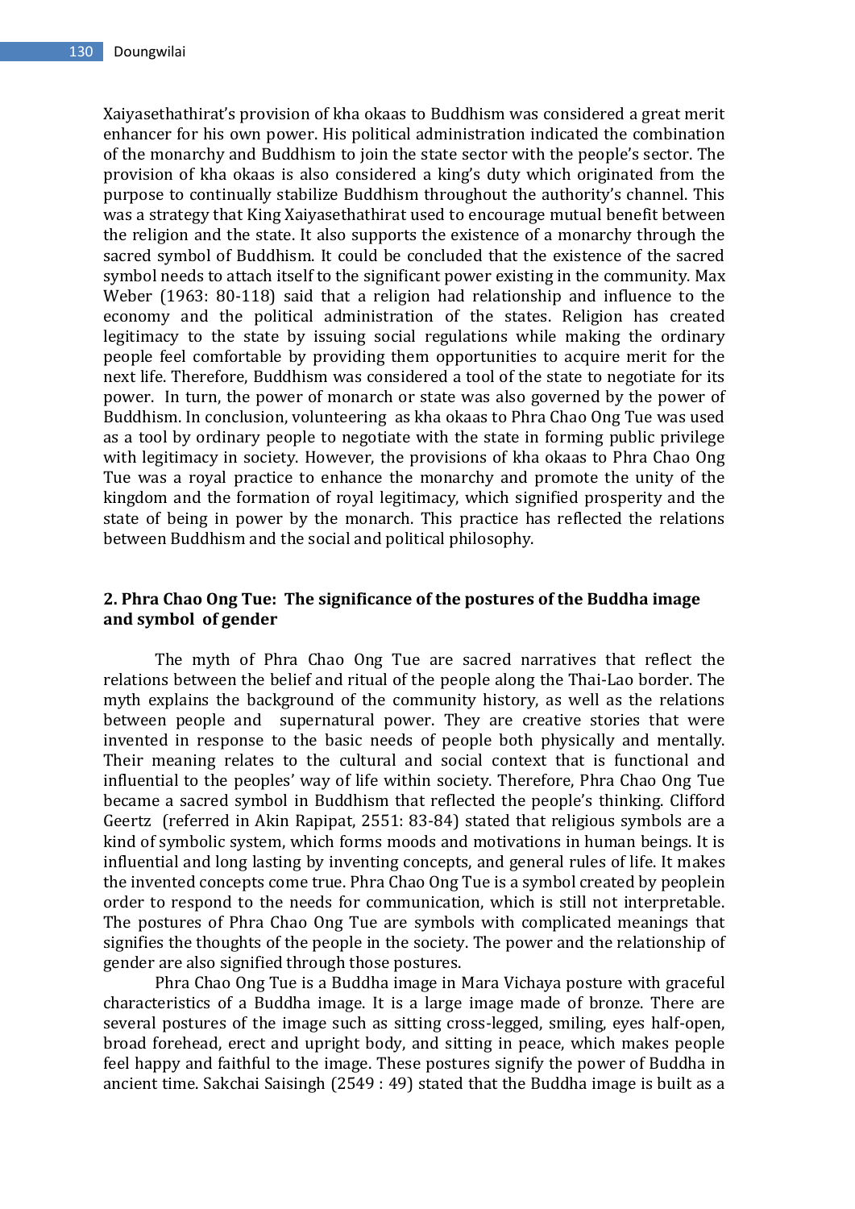Xaiyasethathirat's provision of kha okaas to Buddhism was considered a great merit enhancer for his own power. His political administration indicated the combination of the monarchy and Buddhism to join the state sector with the people's sector. The provision of kha okaas is also considered a king's duty which originated from the purpose to continually stabilize Buddhism throughout the authority's channel. This was a strategy that King Xaiyasethathirat used to encourage mutual benefit between the religion and the state. It also supports the existence of a monarchy through the sacred symbol of Buddhism. It could be concluded that the existence of the sacred symbol needs to attach itself to the significant power existing in the community. Max Weber (1963: 80-118) said that a religion had relationship and influence to the economy and the political administration of the states. Religion has created legitimacy to the state by issuing social regulations while making the ordinary people feel comfortable by providing them opportunities to acquire merit for the next life. Therefore, Buddhism was considered a tool of the state to negotiate for its power. In turn, the power of monarch or state was also governed by the power of Buddhism. In conclusion, volunteering as kha okaas to Phra Chao Ong Tue was used as a tool by ordinary people to negotiate with the state in forming public privilege with legitimacy in society. However, the provisions of kha okaas to Phra Chao Ong Tue was a royal practice to enhance the monarchy and promote the unity of the kingdom and the formation of royal legitimacy, which signified prosperity and the state of being in power by the monarch. This practice has reflected the relations between Buddhism and the social and political philosophy.

## 2. Phra Chao Ong Tue: The significance of the postures of the Buddha image and symbol of gender

The myth of Phra Chao Ong Tue are sacred narratives that reflect the relations between the belief and ritual of the people along the Thai-Lao border. The myth explains the background of the community history, as well as the relations between people and supernatural power. They are creative stories that were invented in response to the basic needs of people both physically and mentally. Their meaning relates to the cultural and social context that is functional and influential to the peoples' way of life within society. Therefore, Phra Chao Ong Tue became a sacred symbol in Buddhism that reflected the people's thinking. Clifford Geertz (referred in Akin Rapipat, 2551: 83-84) stated that religious symbols are a kind of symbolic system, which forms moods and motivations in human beings. It is influential and long lasting by inventing concepts, and general rules of life. It makes the invented concepts come true. Phra Chao Ong Tue is a symbol created by peoplein order to respond to the needs for communication, which is still not interpretable. The postures of Phra Chao Ong Tue are symbols with complicated meanings that signifies the thoughts of the people in the society. The power and the relationship of gender are also signified through those postures.

Phra Chao Ong Tue is a Buddha image in Mara Vichaya posture with graceful characteristics of a Buddha image. It is a large image made of bronze. There are several postures of the image such as sitting cross-legged, smiling, eyes half-open, broad forehead, erect and upright body, and sitting in peace, which makes people feel happy and faithful to the image. These postures signify the power of Buddha in ancient time. Sakchai Saisingh (2549 : 49) stated that the Buddha image is built as a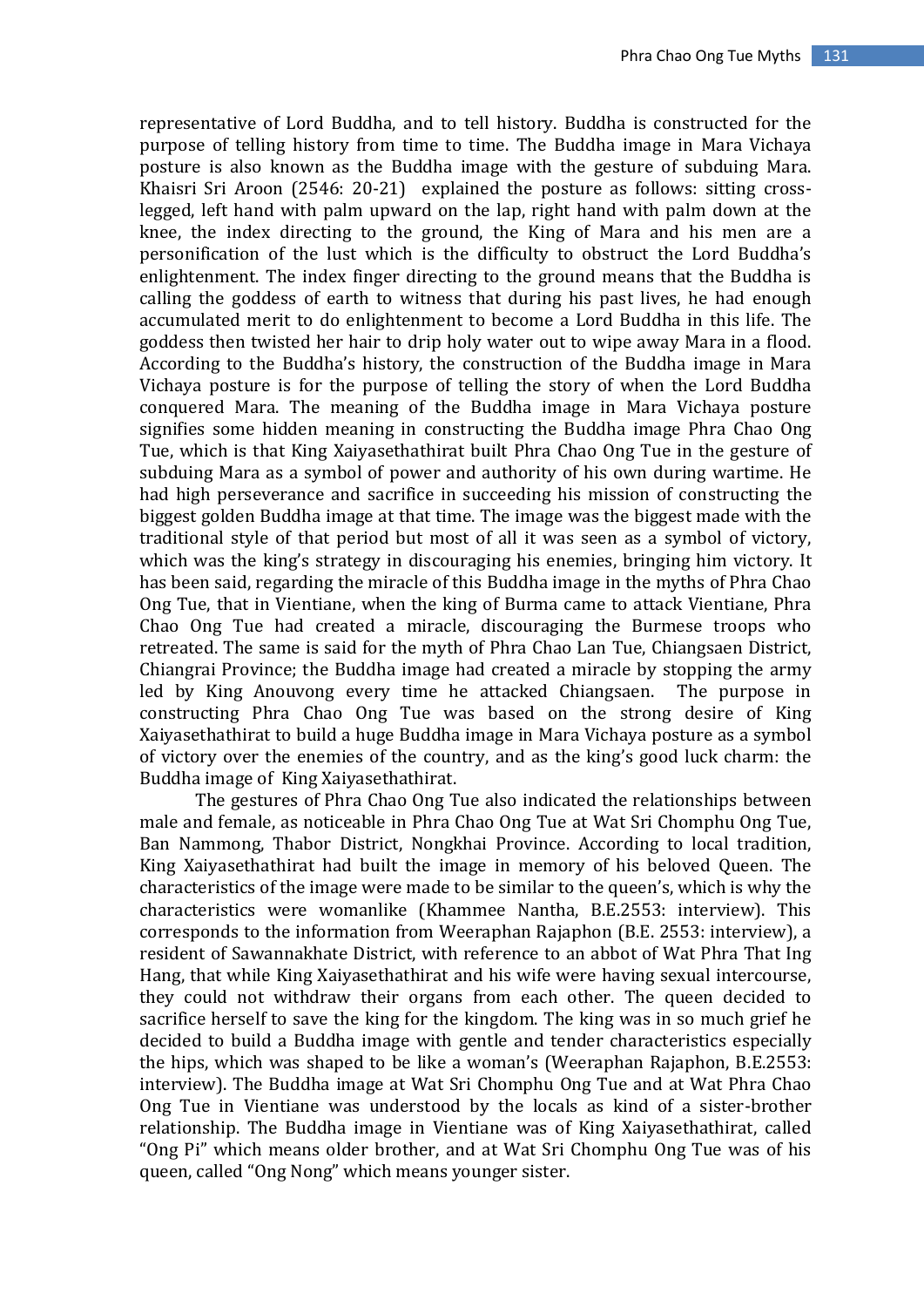representative of Lord Buddha, and to tell history. Buddha is constructed for the purpose of telling history from time to time. The Buddha image in Mara Vichaya posture is also known as the Buddha image with the gesture of subduing Mara. Khaisri Sri Aroon (2546: 20-21) explained the posture as follows: sitting cross-legged, left hand with palm upward on the lap, right hand with palm down at the knee, the index directing to the ground, the King of Mara and his men are a personification of the lust which is the difficulty to obstruct the Lord Buddha's enlightenment. The index finger directing to the ground means that the Buddha is calling the goddess of earth to witness that during his past lives, he had enough accumulated merit to do enlightenment to become a Lord Buddha in this life. The goddess then twisted her hair to drip holy water out to wipe away Mara in a flood. According to the Buddha's history, the construction of the Buddha image in Mara Vichaya posture is for the purpose of telling the story of when the Lord Buddha conquered Mara. The meaning of the Buddha image in Mara Vichaya posture signifies some hidden meaning in constructing the Buddha image Phra Chao Ong Tue, which is that King Xaiyasethathirat built Phra Chao Ong Tue in the gesture of subduing Mara as a symbol of power and authority of his own during wartime. He had high perseverance and sacrifice in succeeding his mission of constructing the biggest golden Buddha image at that time. The image was the biggest made with the traditional style of that period but most of all it was seen as a symbol of victory, which was the king's strategy in discouraging his enemies, bringing him victory. It has been said, regarding the miracle of this Buddha image in the myths of Phra Chao Ong Tue, that in Vientiane, when the king of Burma came to attack Vientiane, Phra Chao Ong Tue had created a miracle, discouraging the Burmese troops who retreated. The same is said for the myth of Phra Chao Lan Tue, Chiangsaen District, Chiangrai Province; the Buddha image had created a miracle by stopping the army led by King Anouvong every time he attacked Chiangsaen. The purpose in constructing Phra Chao Ong Tue was based on the strong desire of King Xaiyasethathirat to build a huge Buddha image in Mara Vichaya posture as a symbol of victory over the enemies of the country, and as the king's good luck charm: the Buddha image of King Xaiyasethathirat.

The gestures of Phra Chao Ong Tue also indicated the relationships between male and female, as noticeable in Phra Chao Ong Tue at Wat Sri Chomphu Ong Tue, Ban Nammong, Thabor District, Nongkhai Province. According to local tradition, King Xaiyasethathirat had built the image in memory of his beloved Queen. The characteristics of the image were made to be similar to the queen's, which is why the characteristics were womanlike (Khammee Nantha, B.E.2553: interview). This corresponds to the information from Weeraphan Rajaphon (B.E. 2553: interview), a resident of Sawannakhate District, with reference to an abbot of Wat Phra That Ing Hang, that while King Xaiyasethathirat and his wife were having sexual intercourse, they could not withdraw their organs from each other. The queen decided to sacrifice herself to save the king for the kingdom. The king was in so much grief he decided to build a Buddha image with gentle and tender characteristics especially the hips, which was shaped to be like a woman's (Weeraphan Rajaphon, B.E.2553: interview). The Buddha image at Wat Sri Chomphu Ong Tue and at Wat Phra Chao Ong Tue in Vientiane was understood by the locals as kind of a sister-brother relationship. The Buddha image in Vientiane was of King Xaiyasethathirat, called "Ong Pi" which means older brother, and at Wat Sri Chomphu Ong Tue was of his queen, called "Ong Nong" which means younger sister.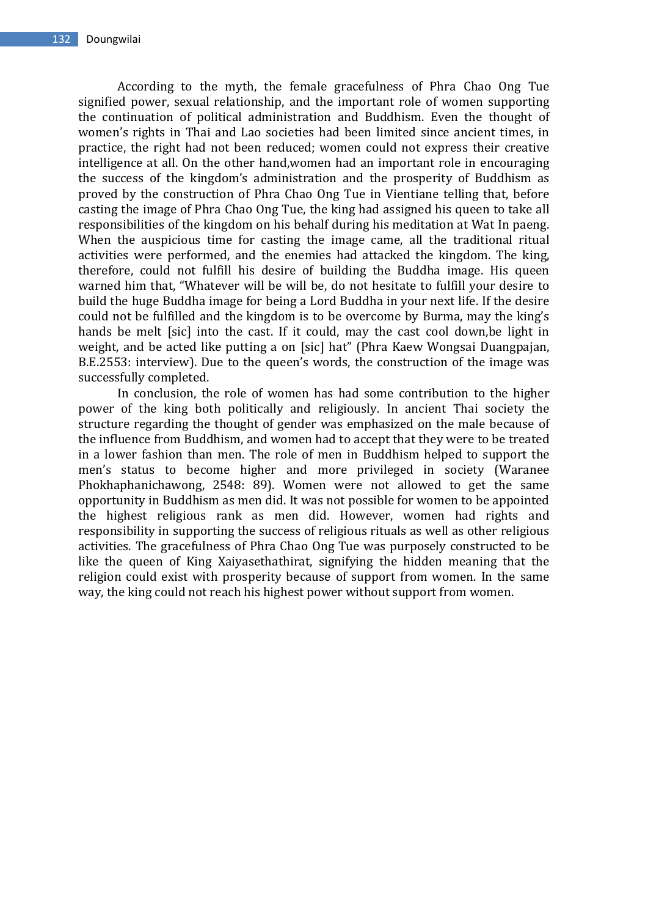According to the myth, the female gracefulness of Phra Chao Ong Tue signified power, sexual relationship, and the important role of women supporting the continuation of political administration and Buddhism. Even the thought of women's rights in Thai and Lao societies had been limited since ancient times, in practice, the right had not been reduced; women could not express their creative intelligence at all. On the other hand,women had an important role in encouraging the success of the kingdom's administration and the prosperity of Buddhism as proved by the construction of Phra Chao Ong Tue in Vientiane telling that, before casting the image of Phra Chao Ong Tue, the king had assigned his queen to take all responsibilities of the kingdom on his behalf during his meditation at Wat In paeng. When the auspicious time for casting the image came, all the traditional ritual activities were performed, and the enemies had attacked the kingdom. The king, therefore, could not fulfill his desire of building the Buddha image. His queen warned him that, "Whatever will be will be, do not hesitate to fulfill your desire to build the huge Buddha image for being a Lord Buddha in your next life. If the desire could not be fulfilled and the kingdom is to be overcome by Burma, may the king's hands be melt [sic] into the cast. If it could, may the cast cool down,be light in weight, and be acted like putting a on [sic] hat" (Phra Kaew Wongsai Duangpajan, B.E.2553: interview). Due to the queen's words, the construction of the image was successfully completed.

In conclusion, the role of women has had some contribution to the higher power of the king both politically and religiously. In ancient Thai society the structure regarding the thought of gender was emphasized on the male because of the influence from Buddhism, and women had to accept that they were to be treated in a lower fashion than men. The role of men in Buddhism helped to support the men's status to become higher and more privileged in society (Waranee Phokhaphanichawong, 2548: 89). Women were not allowed to get the same opportunity in Buddhism as men did. It was not possible for women to be appointed the highest religious rank as men did. However, women had rights and responsibility in supporting the success of religious rituals as well as other religious activities. The gracefulness of Phra Chao Ong Tue was purposely constructed to be like the queen of King Xaiyasethathirat, signifying the hidden meaning that the religion could exist with prosperity because of support from women. In the same way, the king could not reach his highest power without support from women.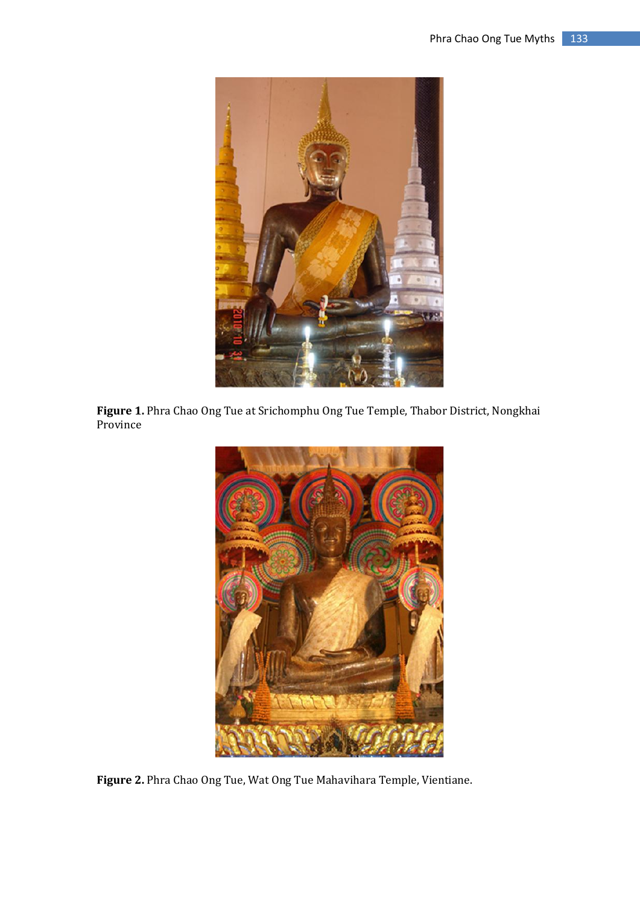**Figure 1.** Phra Chao Ong Tue at Srichomphu Ong Tue Temple, Thabor District, Nongkhai Province

**Figure 2.** Phra Chao Ong Tue, Wat Ong Tue Mahavihara Temple, Vientiane.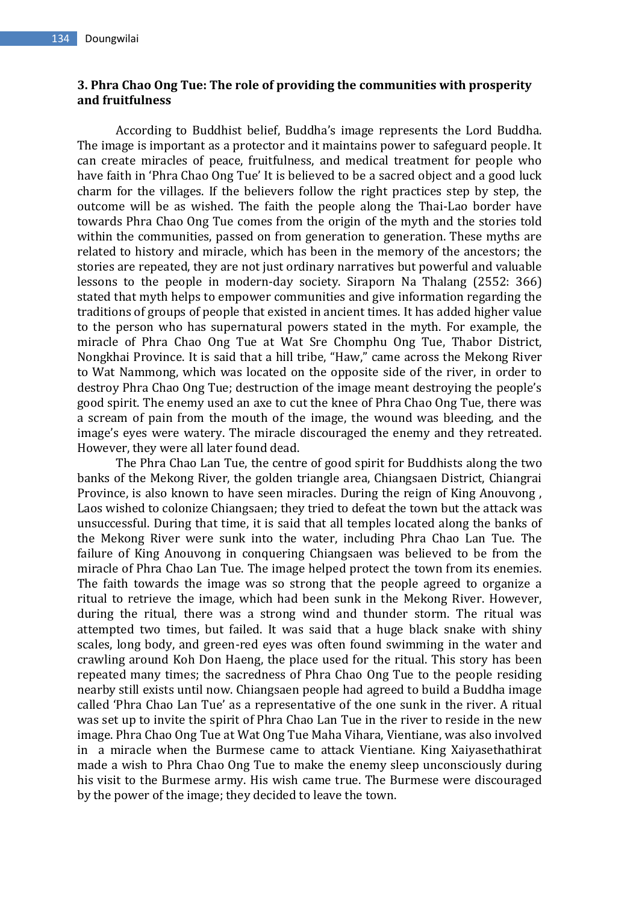### 3. Phra Chao Ong Tue: The role of providing the communities with prosperity and fruitfulness

According to Buddhist belief, Buddha's image represents the Lord Buddha. The image is important as a protector and it maintains power to safeguard people. It can create miracles of peace, fruitfulness, and medical treatment for people who have faith in 'Phra Chao Ong Tue' It is believed to be a sacred object and a good luck charm for the villages. If the believers follow the right practices step by step, the outcome will be as wished. The faith the people along the Thai-Lao border have towards Phra Chao Ong Tue comes from the origin of the myth and the stories told within the communities, passed on from generation to generation. These myths are related to history and miracle, which has been in the memory of the ancestors; the stories are repeated, they are not just ordinary narratives but powerful and valuable lessons to the people in modern-day society. Siraporn Na Thalang (2552: 366) stated that myth helps to empower communities and give information regarding the traditions of groups of people that existed in ancient times. It has added higher value to the person who has supernatural powers stated in the myth. For example, the miracle of Phra Chao Ong Tue at Wat Sre Chomphu Ong Tue, Thabor District, Nongkhai Province. It is said that a hill tribe, "Haw," came across the Mekong River to Wat Nammong, which was located on the opposite side of the river, in order to destroy Phra Chao Ong Tue; destruction of the image meant destroying the people's good spirit. The enemy used an axe to cut the knee of Phra Chao Ong Tue, there was a scream of pain from the mouth of the image, the wound was bleeding, and the image's eyes were watery. The miracle discouraged the enemy and they retreated. However, they were all later found dead.

The Phra Chao Lan Tue, the centre of good spirit for Buddhists along the two banks of the Mekong River, the golden triangle area, Chiangsaen District, Chiangrai Province, is also known to have seen miracles. During the reign of King Anouvong , Laos wished to colonize Chiangsaen; they tried to defeat the town but the attack was unsuccessful. During that time, it is said that all temples located along the banks of the Mekong River were sunk into the water, including Phra Chao Lan Tue. The failure of King Anouvong in conquering Chiangsaen was believed to be from the miracle of Phra Chao Lan Tue. The image helped protect the town from its enemies. The faith towards the image was so strong that the people agreed to organize a ritual to retrieve the image, which had been sunk in the Mekong River. However, during the ritual, there was a strong wind and thunder storm. The ritual was attempted two times, but failed. It was said that a huge black snake with shiny scales, long body, and green-red eyes was often found swimming in the water and crawling around Koh Don Haeng, the place used for the ritual. This story has been repeated many times; the sacredness of Phra Chao Ong Tue to the people residing nearby still exists until now. Chiangsaen people had agreed to build a Buddha image called 'Phra Chao Lan Tue' as a representative of the one sunk in the river. A ritual was set up to invite the spirit of Phra Chao Lan Tue in the river to reside in the new image. Phra Chao Ong Tue at Wat Ong Tue Maha Vihara, Vientiane, was also involved in a miracle when the Burmese came to attack Vientiane. King Xaiyasethathirat made a wish to Phra Chao Ong Tue to make the enemy sleep unconsciously during his visit to the Burmese army. His wish came true. The Burmese were discouraged by the power of the image; they decided to leave the town.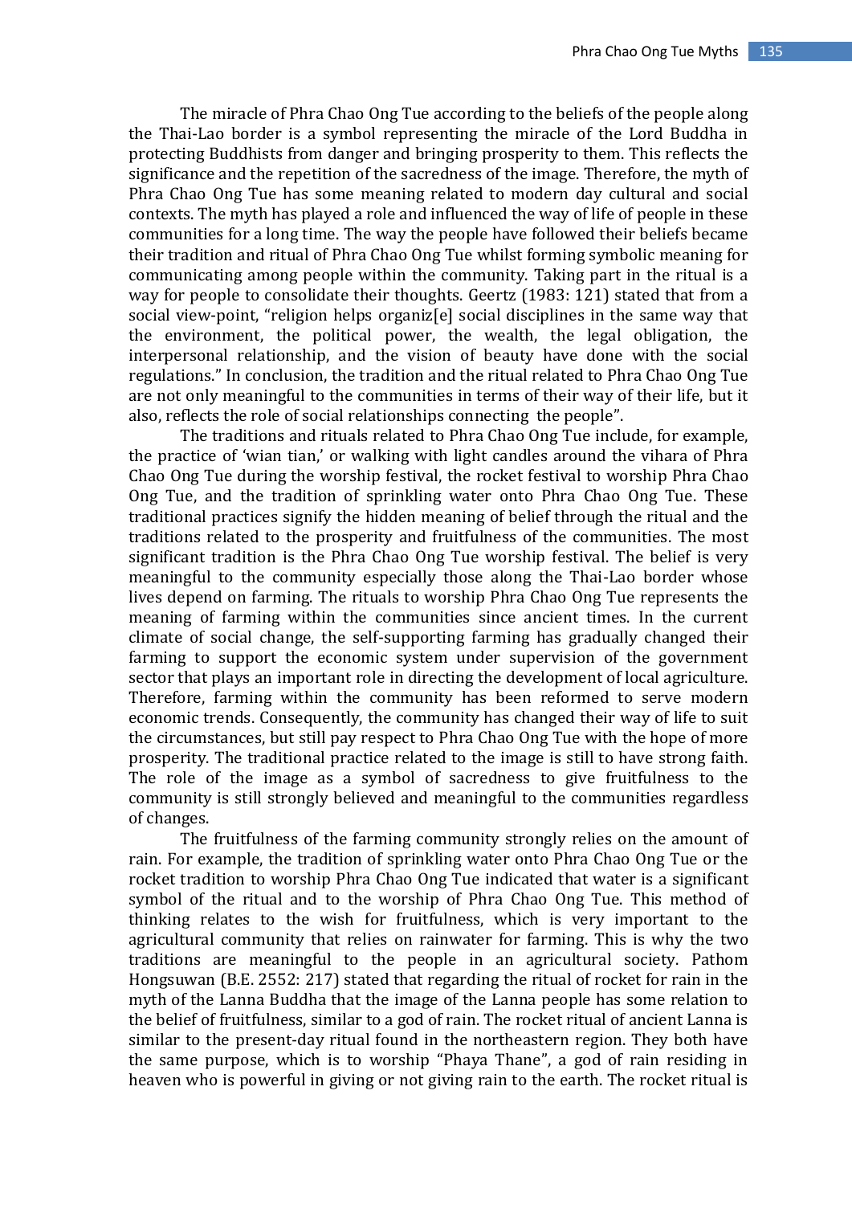The miracle of Phra Chao Ong Tue according to the beliefs of the people along the Thai-Lao border is a symbol representing the miracle of the Lord Buddha in protecting Buddhists from danger and bringing prosperity to them. This reflects the significance and the repetition of the sacredness of the image. Therefore, the myth of Phra Chao Ong Tue has some meaning related to modern day cultural and social contexts. The myth has played a role and influenced the way of life of people in these communities for a long time. The way the people have followed their beliefs became their tradition and ritual of Phra Chao Ong Tue whilst forming symbolic meaning for communicating among people within the community. Taking part in the ritual is a way for people to consolidate their thoughts. Geertz (1983: 121) stated that from a social view-point, "religion helps organiz[e] social disciplines in the same way that the environment, the political power, the wealth, the legal obligation, the interpersonal relationship, and the vision of beauty have done with the social regulations." In conclusion, the tradition and the ritual related to Phra Chao Ong Tue are not only meaningful to the communities in terms of their way of their life, but it also, reflects the role of social relationships connecting the people".

The traditions and rituals related to Phra Chao Ong Tue include, for example, the practice of 'wian tian,' or walking with light candles around the vihara of Phra Chao Ong Tue during the worship festival, the rocket festival to worship Phra Chao Ong Tue, and the tradition of sprinkling water onto Phra Chao Ong Tue. These traditional practices signify the hidden meaning of belief through the ritual and the traditions related to the prosperity and fruitfulness of the communities. The most significant tradition is the Phra Chao Ong Tue worship festival. The belief is very meaningful to the community especially those along the Thai-Lao border whose lives depend on farming. The rituals to worship Phra Chao Ong Tue represents the meaning of farming within the communities since ancient times. In the current climate of social change, the self-supporting farming has gradually changed their farming to support the economic system under supervision of the government sector that plays an important role in directing the development of local agriculture. Therefore, farming within the community has been reformed to serve modern economic trends. Consequently, the community has changed their way of life to suit the circumstances, but still pay respect to Phra Chao Ong Tue with the hope of more prosperity. The traditional practice related to the image is still to have strong faith. The role of the image as a symbol of sacredness to give fruitfulness to the community is still strongly believed and meaningful to the communities regardless of changes.

The fruitfulness of the farming community strongly relies on the amount of rain. For example, the tradition of sprinkling water onto Phra Chao Ong Tue or the rocket tradition to worship Phra Chao Ong Tue indicated that water is a significant symbol of the ritual and to the worship of Phra Chao Ong Tue. This method of thinking relates to the wish for fruitfulness, which is very important to the agricultural community that relies on rainwater for farming. This is why the two traditions are meaningful to the people in an agricultural society. Pathom Hongsuwan (B.E. 2552: 217) stated that regarding the ritual of rocket for rain in the myth of the Lanna Buddha that the image of the Lanna people has some relation to the belief of fruitfulness, similar to a god of rain. The rocket ritual of ancient Lanna is similar to the present-day ritual found in the northeastern region. They both have the same purpose, which is to worship "Phaya Thane", a god of rain residing in heaven who is powerful in giving or not giving rain to the earth. The rocket ritual is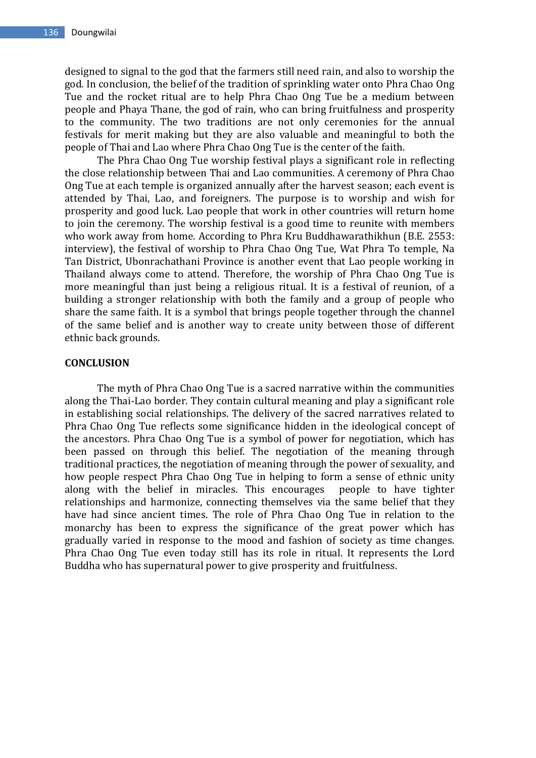designed to signal to the god that the farmers still need rain, and also to worship the god. In conclusion, the belief of the tradition of sprinkling water onto Phra Chao Ong Tue and the rocket ritual are to help Phra Chao Ong Tue be a medium between people and Phaya Thane, the god of rain, who can bring fruitfulness and prosperity to the community. The two traditions are not only ceremonies for the annual festivals for merit making but they are also valuable and meaningful to both the people of Thai and Lao where Phra Chao Ong Tue is the center of the faith.

The Phra Chao Ong Tue worship festival plays a significant role in reflecting the close relationship between Thai and Lao communities. A ceremony of Phra Chao Ong Tue at each temple is organized annually after the harvest season; each event is attended by Thai, Lao, and foreigners. The purpose is to worship and wish for prosperity and good luck. Lao people that work in other countries will return home to join the ceremony. The worship festival is a good time to reunite with members who work away from home. According to Phra Kru Buddhawarathikhun (B.E. 2553: interview), the festival of worship to Phra Chao Ong Tue, Wat Phra To temple, Na Tan District, Ubonrachathani Province is another event that Lao people working in Thailand always come to attend. Therefore, the worship of Phra Chao Ong Tue is more meaningful than just being a religious ritual. It is a festival of reunion, of a building a stronger relationship with both the family and a group of people who share the same faith. It is a symbol that brings people together through the channel of the same belief and is another way to create unity between those of different ethnic back grounds.

## CONCLUSION

The myth of Phra Chao Ong Tue is a sacred narrative within the communities along the Thai-Lao border. They contain cultural meaning and play a significant role in establishing social relationships. The delivery of the sacred narratives related to Phra Chao Ong Tue reflects some significance hidden in the ideological concept of the ancestors. Phra Chao Ong Tue is a symbol of power for negotiation, which has been passed on through this belief. The negotiation of the meaning through traditional practices, the negotiation of meaning through the power of sexuality, and how people respect Phra Chao Ong Tue in helping to form a sense of ethnic unity along with the belief in miracles. This encourages people to have tighter relationships and harmonize, connecting themselves via the same belief that they have had since ancient times. The role of Phra Chao Ong Tue in relation to the monarchy has been to express the significance of the great power which has gradually varied in response to the mood and fashion of society as time changes. Phra Chao Ong Tue even today still has its role in ritual. It represents the Lord Buddha who has supernatural power to give prosperity and fruitfulness.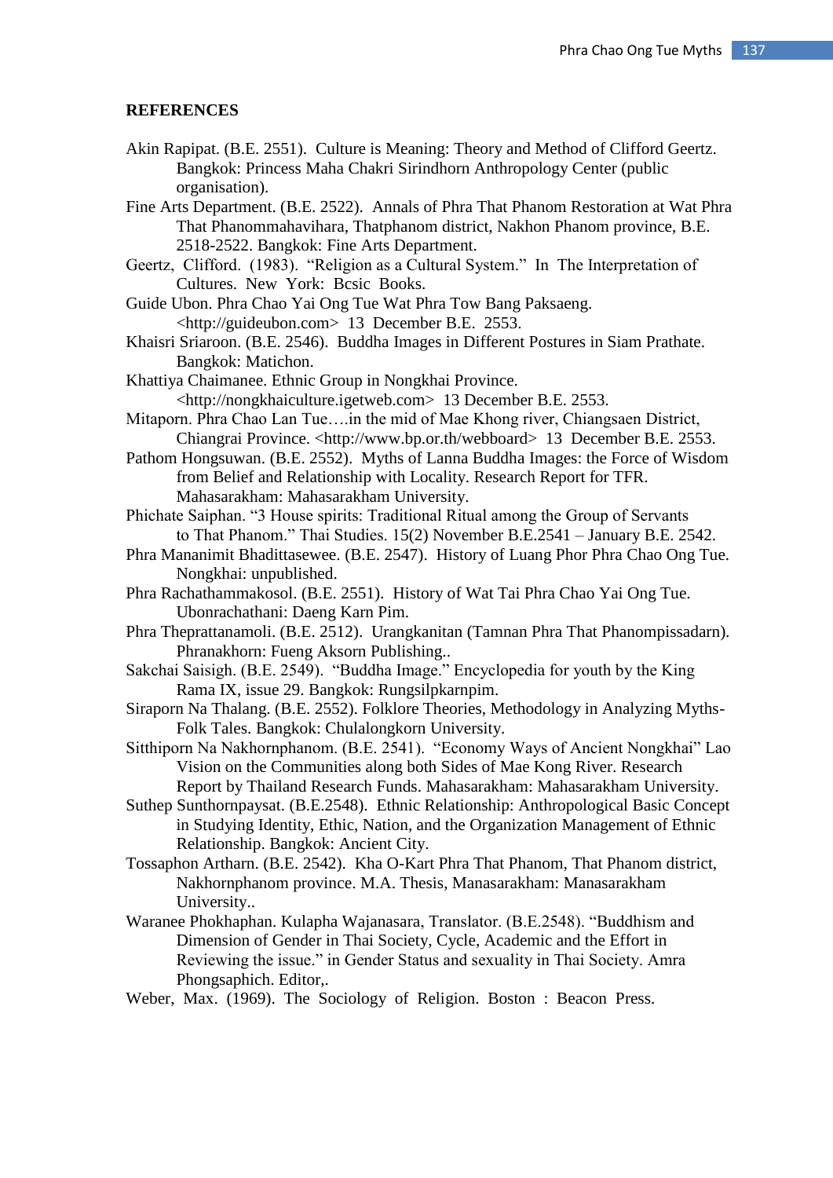**REFERENCES**

Akin Rapipat. (B.E. 2551). Culture is Meaning: Theory and Method of Clifford Geertz. Bangkok: Princess Maha Chakri Sirindhorn Anthropology Center (public organisation).

Fine Arts Department. (B.E. 2522). Annals of Phra That Phanom Restoration at Wat Phra That Phanommahavihara, Thatphanom district, Nakhon Phanom province, B.E. 2518-2522. Bangkok: Fine Arts Department.

Geertz, Clifford. (1983). "Religion as a Cultural System." In The Interpretation of Cultures. New York: Bcsic Books.

Guide Ubon. Phra Chao Yai Ong Tue Wat Phra Tow Bang Paksaeng. <http://guideubon.com> 13 December B.E. 2553.

Khaisri Sriaroon. (B.E. 2546). Buddha Images in Different Postures in Siam Prathate. Bangkok: Matichon.

Khattiya Chaimanee. Ethnic Group in Nongkhai Province. <http://nongkhaiculture.igetweb.com> 13 December B.E. 2553.

Mitaporn. Phra Chao Lan Tue….in the mid of Mae Khong river, Chiangsaen District, Chiangrai Province. <http://www.bp.or.th/webboard> 13 December B.E. 2553.

Pathom Hongsuwan. (B.E. 2552). Myths of Lanna Buddha Images: the Force of Wisdom from Belief and Relationship with Locality. Research Report for TFR. Mahasarakham: Mahasarakham University.

Phichate Saiphan. "3 House spirits: Traditional Ritual among the Group of Servants to That Phanom." Thai Studies. 15(2) November B.E.2541 – January B.E. 2542.

Phra Mananimit Bhadittasewee. (B.E. 2547). History of Luang Phor Phra Chao Ong Tue. Nongkhai: unpublished.

Phra Rachathammakosol. (B.E. 2551). History of Wat Tai Phra Chao Yai Ong Tue. Ubonrachathani: Daeng Karn Pim.

Phra Theprattanamoli. (B.E. 2512). Urangkanitan (Tamnan Phra That Phanompissadarn). Phranakhorn: Fueng Aksorn Publishing..

Sakchai Saisigh. (B.E. 2549). "Buddha Image." Encyclopedia for youth by the King Rama IX, issue 29. Bangkok: Rungsilpkarnpim.

Siraporn Na Thalang. (B.E. 2552). Folklore Theories, Methodology in Analyzing Myths-Folk Tales. Bangkok: Chulalongkorn University.

Sitthiporn Na Nakhornphanom. (B.E. 2541). "Economy Ways of Ancient Nongkhai" Lao Vision on the Communities along both Sides of Mae Kong River. Research Report by Thailand Research Funds. Mahasarakham: Mahasarakham University.

Suthep Sunthornpaysat. (B.E.2548). Ethnic Relationship: Anthropological Basic Concept in Studying Identity, Ethic, Nation, and the Organization Management of Ethnic Relationship. Bangkok: Ancient City.

Tossaphon Artharn. (B.E. 2542). Kha O-Kart Phra That Phanom, That Phanom district, Nakhornphanom province. M.A. Thesis, Manasarakham: Manasarakham University..

Waranee Phokhaphan. Kulapha Wajanasara, Translator. (B.E.2548). "Buddhism and Dimension of Gender in Thai Society, Cycle, Academic and the Effort in Reviewing the issue." in Gender Status and sexuality in Thai Society. Amra Phongsaphich. Editor,.

Weber, Max. (1969). The Sociology of Religion. Boston : Beacon Press.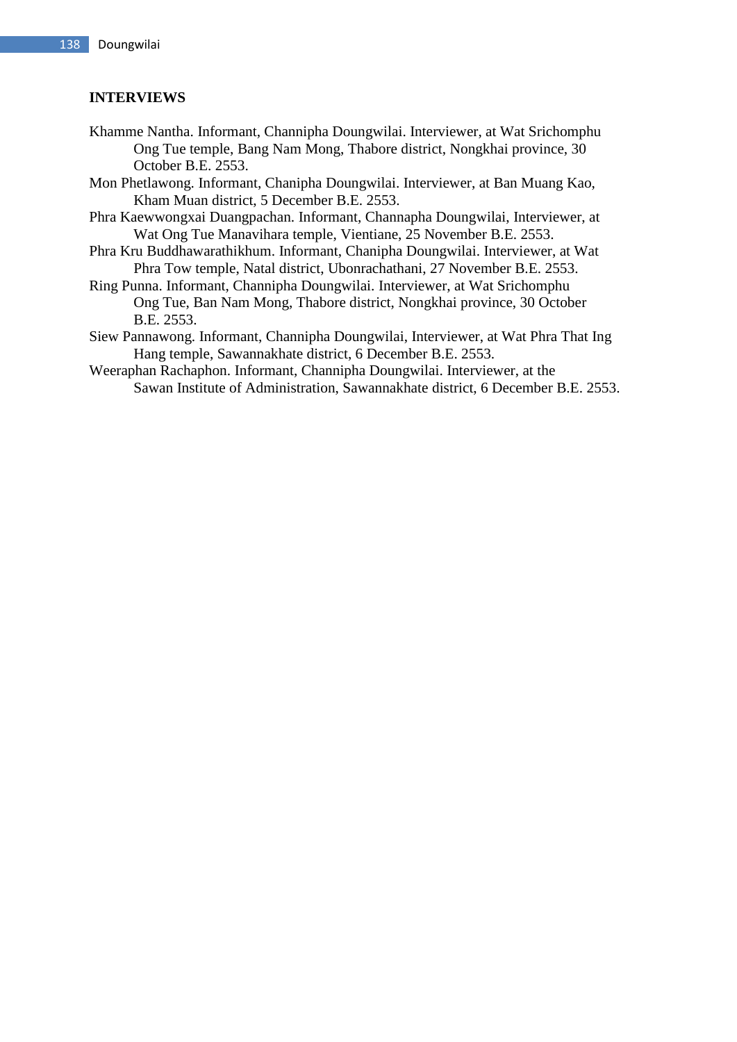## INTERVIEWS

Khamme Nantha. Informant, Channipha Doungwilai. Interviewer, at Wat Srichomphu Ong Tue temple, Bang Nam Mong, Thabore district, Nongkhai province, 30 October B.E. 2553.

Mon Phetlawong. Informant, Chanipha Doungwilai. Interviewer, at Ban Muang Kao, Kham Muan district, 5 December B.E. 2553.

Phra Kaewwongxai Duangpachan. Informant, Channapha Doungwilai, Interviewer, at Wat Ong Tue Manavihara temple, Vientiane, 25 November B.E. 2553.

Phra Kru Buddhawarathikhum. Informant, Chanipha Doungwilai. Interviewer, at Wat Phra Tow temple, Natal district, Ubonrachathani, 27 November B.E. 2553.

Ring Punna. Informant, Channipha Doungwilai. Interviewer, at Wat Srichomphu Ong Tue, Ban Nam Mong, Thabore district, Nongkhai province, 30 October B.E. 2553.

Siew Pannawong. Informant, Channipha Doungwilai, Interviewer, at Wat Phra That Ing Hang temple, Sawannakhate district, 6 December B.E. 2553.

Weeraphan Rachaphon. Informant, Channipha Doungwilai. Interviewer, at the Sawan Institute of Administration, Sawannakhate district, 6 December B.E. 2553.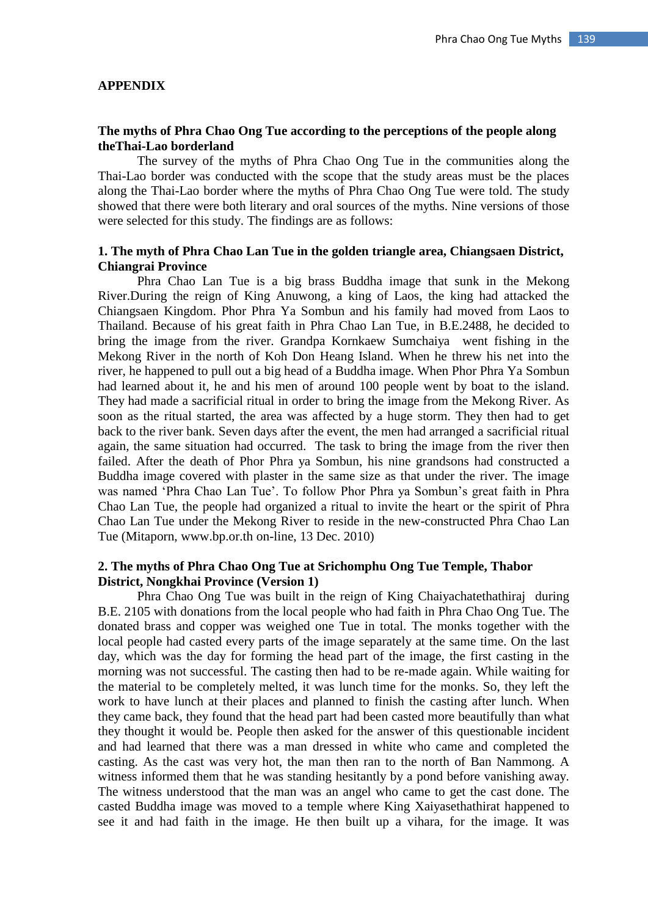## APPENDIX

### The myths of Phra Chao Ong Tue according to the perceptions of the people along theThai-Lao borderland

The survey of the myths of Phra Chao Ong Tue in the communities along the Thai-Lao border was conducted with the scope that the study areas must be the places along the Thai-Lao border where the myths of Phra Chao Ong Tue were told. The study showed that there were both literary and oral sources of the myths. Nine versions of those were selected for this study. The findings are as follows:

### 1. The myth of Phra Chao Lan Tue in the golden triangle area, Chiangsaen District, Chiangrai Province

Phra Chao Lan Tue is a big brass Buddha image that sunk in the Mekong River.During the reign of King Anuwong, a king of Laos, the king had attacked the Chiangsaen Kingdom. Phor Phra Ya Sombun and his family had moved from Laos to Thailand. Because of his great faith in Phra Chao Lan Tue, in B.E.2488, he decided to bring the image from the river. Grandpa Kornkaew Sumchaiya went fishing in the Mekong River in the north of Koh Don Heang Island. When he threw his net into the river, he happened to pull out a big head of a Buddha image. When Phor Phra Ya Sombun had learned about it, he and his men of around 100 people went by boat to the island. They had made a sacrificial ritual in order to bring the image from the Mekong River. As soon as the ritual started, the area was affected by a huge storm. They then had to get back to the river bank. Seven days after the event, the men had arranged a sacrificial ritual again, the same situation had occurred. The task to bring the image from the river then failed. After the death of Phor Phra ya Sombun, his nine grandsons had constructed a Buddha image covered with plaster in the same size as that under the river. The image was named 'Phra Chao Lan Tue'. To follow Phor Phra ya Sombun's great faith in Phra Chao Lan Tue, the people had organized a ritual to invite the heart or the spirit of Phra Chao Lan Tue under the Mekong River to reside in the new-constructed Phra Chao Lan Tue (Mitaporn, www.bp.or.th on-line, 13 Dec. 2010)

### 2. The myths of Phra Chao Ong Tue at Srichomphu Ong Tue Temple, Thabor District, Nongkhai Province (Version 1)

Phra Chao Ong Tue was built in the reign of King Chaiyachatethathiraj during B.E. 2105 with donations from the local people who had faith in Phra Chao Ong Tue. The donated brass and copper was weighed one Tue in total. The monks together with the local people had casted every parts of the image separately at the same time. On the last day, which was the day for forming the head part of the image, the first casting in the morning was not successful. The casting then had to be re-made again. While waiting for the material to be completely melted, it was lunch time for the monks. So, they left the work to have lunch at their places and planned to finish the casting after lunch. When they came back, they found that the head part had been casted more beautifully than what they thought it would be. People then asked for the answer of this questionable incident and had learned that there was a man dressed in white who came and completed the casting. As the cast was very hot, the man then ran to the north of Ban Nammong. A witness informed them that he was standing hesitantly by a pond before vanishing away. The witness understood that the man was an angel who came to get the cast done. The casted Buddha image was moved to a temple where King Xaiyasethathirat happened to see it and had faith in the image. He then built up a vihara, for the image. It was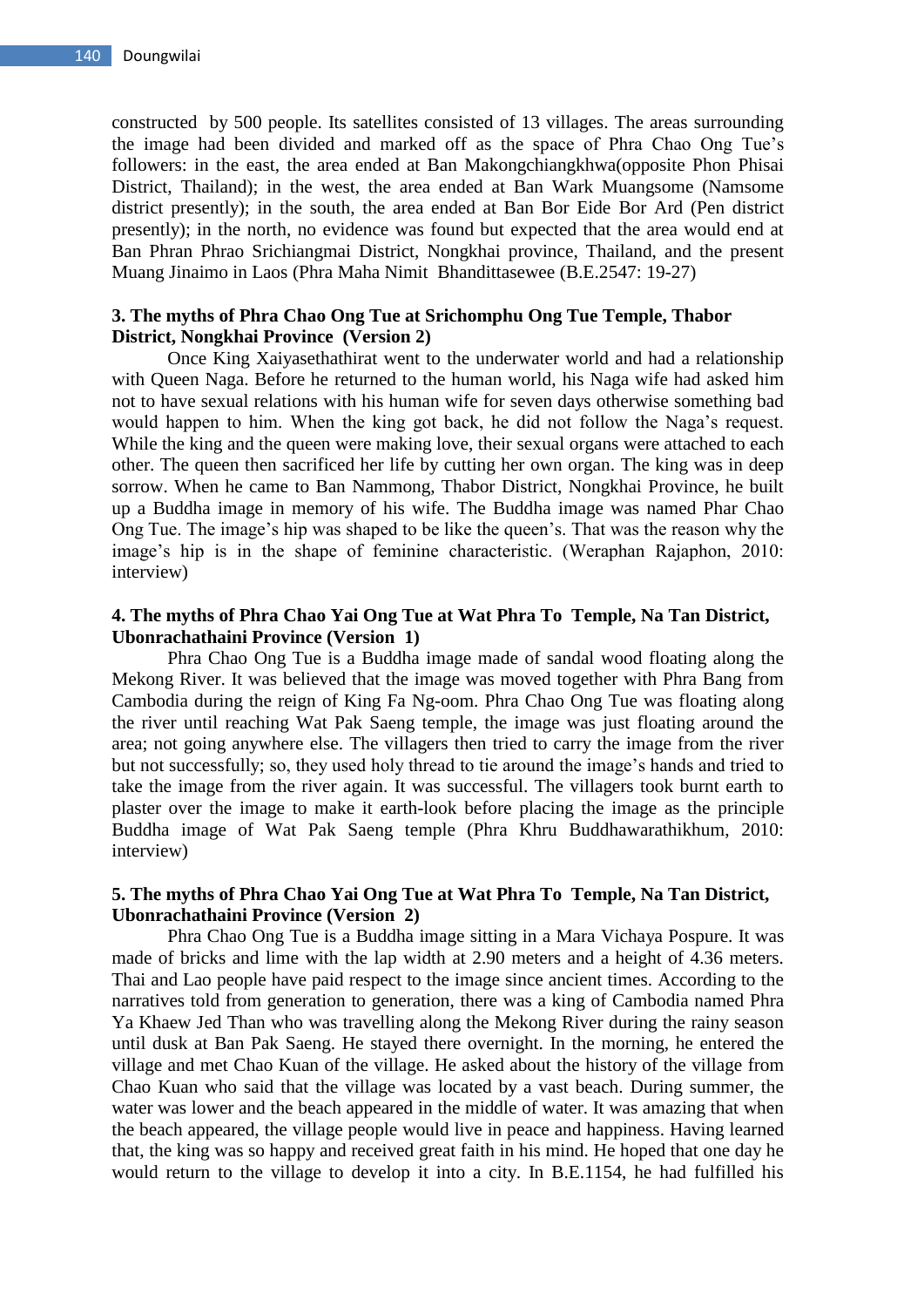constructed by 500 people. Its satellites consisted of 13 villages. The areas surrounding the image had been divided and marked off as the space of Phra Chao Ong Tue's followers: in the east, the area ended at Ban Makongchiangkhwa(opposite Phon Phisai District, Thailand); in the west, the area ended at Ban Wark Muangsome (Namsome district presently); in the south, the area ended at Ban Bor Eide Bor Ard (Pen district presently); in the north, no evidence was found but expected that the area would end at Ban Phran Phrao Srichiangmai District, Nongkhai province, Thailand, and the present Muang Jinaimo in Laos (Phra Maha Nimit Bhandittasewee (B.E.2547: 19-27)

### 3. The myths of Phra Chao Ong Tue at Srichomphu Ong Tue Temple, Thabor District, Nongkhai Province (Version 2)

Once King Xaiyasethathirat went to the underwater world and had a relationship with Queen Naga. Before he returned to the human world, his Naga wife had asked him not to have sexual relations with his human wife for seven days otherwise something bad would happen to him. When the king got back, he did not follow the Naga's request. While the king and the queen were making love, their sexual organs were attached to each other. The queen then sacrificed her life by cutting her own organ. The king was in deep sorrow. When he came to Ban Nammong, Thabor District, Nongkhai Province, he built up a Buddha image in memory of his wife. The Buddha image was named Phar Chao Ong Tue. The image's hip was shaped to be like the queen's. That was the reason why the image's hip is in the shape of feminine characteristic. (Weraphan Rajaphon, 2010: interview)

### 4. The myths of Phra Chao Yai Ong Tue at Wat Phra To Temple, Na Tan District, Ubonrachathaini Province (Version 1)

Phra Chao Ong Tue is a Buddha image made of sandal wood floating along the Mekong River. It was believed that the image was moved together with Phra Bang from Cambodia during the reign of King Fa Ng-oom. Phra Chao Ong Tue was floating along the river until reaching Wat Pak Saeng temple, the image was just floating around the area; not going anywhere else. The villagers then tried to carry the image from the river but not successfully; so, they used holy thread to tie around the image's hands and tried to take the image from the river again. It was successful. The villagers took burnt earth to plaster over the image to make it earth-look before placing the image as the principle Buddha image of Wat Pak Saeng temple (Phra Khru Buddhawarathikhum, 2010: interview)

### 5. The myths of Phra Chao Yai Ong Tue at Wat Phra To Temple, Na Tan District, Ubonrachathaini Province (Version 2)

Phra Chao Ong Tue is a Buddha image sitting in a Mara Vichaya Pospure. It was made of bricks and lime with the lap width at 2.90 meters and a height of 4.36 meters. Thai and Lao people have paid respect to the image since ancient times. According to the narratives told from generation to generation, there was a king of Cambodia named Phra Ya Khaew Jed Than who was travelling along the Mekong River during the rainy season until dusk at Ban Pak Saeng. He stayed there overnight. In the morning, he entered the village and met Chao Kuan of the village. He asked about the history of the village from Chao Kuan who said that the village was located by a vast beach. During summer, the water was lower and the beach appeared in the middle of water. It was amazing that when the beach appeared, the village people would live in peace and happiness. Having learned that, the king was so happy and received great faith in his mind. He hoped that one day he would return to the village to develop it into a city. In B.E.1154, he had fulfilled his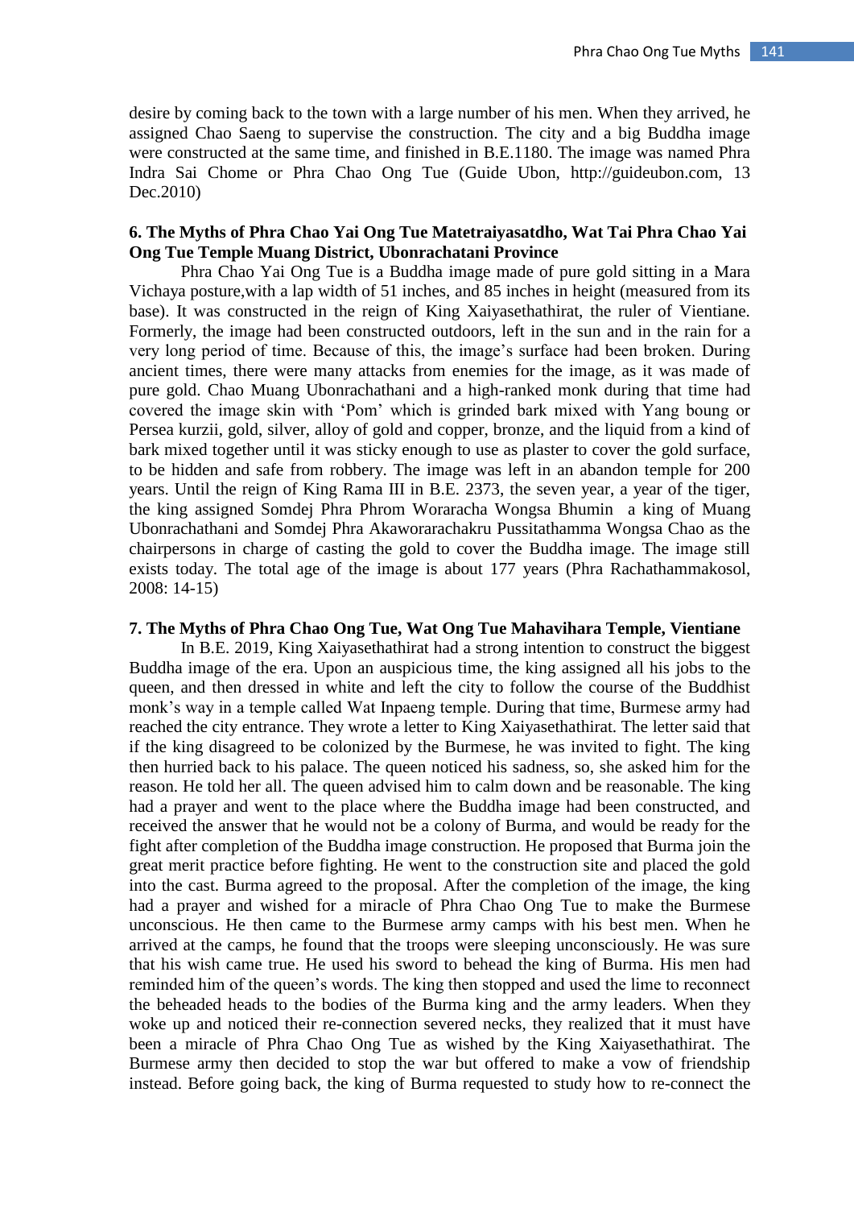desire by coming back to the town with a large number of his men. When they arrived, he assigned Chao Saeng to supervise the construction. The city and a big Buddha image were constructed at the same time, and finished in B.E.1180. The image was named Phra Indra Sai Chome or Phra Chao Ong Tue (Guide Ubon, http://guideubon.com, 13 Dec.2010)

**6. The Myths of Phra Chao Yai Ong Tue Matetraiyasatdho, Wat Tai Phra Chao Yai Ong Tue Temple Muang District, Ubonrachatani Province**

Phra Chao Yai Ong Tue is a Buddha image made of pure gold sitting in a Mara Vichaya posture,with a lap width of 51 inches, and 85 inches in height (measured from its base). It was constructed in the reign of King Xaiyasethathirat, the ruler of Vientiane. Formerly, the image had been constructed outdoors, left in the sun and in the rain for a very long period of time. Because of this, the image's surface had been broken. During ancient times, there were many attacks from enemies for the image, as it was made of pure gold. Chao Muang Ubonrachathani and a high-ranked monk during that time had covered the image skin with 'Pom' which is grinded bark mixed with Yang boung or Persea kurzii, gold, silver, alloy of gold and copper, bronze, and the liquid from a kind of bark mixed together until it was sticky enough to use as plaster to cover the gold surface, to be hidden and safe from robbery. The image was left in an abandon temple for 200 years. Until the reign of King Rama III in B.E. 2373, the seven year, a year of the tiger, the king assigned Somdej Phra Phrom Woraracha Wongsa Bhumin a king of Muang Ubonrachathani and Somdej Phra Akaworarachakru Pussitathamma Wongsa Chao as the chairpersons in charge of casting the gold to cover the Buddha image. The image still exists today. The total age of the image is about 177 years (Phra Rachathammakosol, 2008: 14-15)

**7. The Myths of Phra Chao Ong Tue, Wat Ong Tue Mahavihara Temple, Vientiane**

In B.E. 2019, King Xaiyasethathirat had a strong intention to construct the biggest Buddha image of the era. Upon an auspicious time, the king assigned all his jobs to the queen, and then dressed in white and left the city to follow the course of the Buddhist monk's way in a temple called Wat Inpaeng temple. During that time, Burmese army had reached the city entrance. They wrote a letter to King Xaiyasethathirat. The letter said that if the king disagreed to be colonized by the Burmese, he was invited to fight. The king then hurried back to his palace. The queen noticed his sadness, so, she asked him for the reason. He told her all. The queen advised him to calm down and be reasonable. The king had a prayer and went to the place where the Buddha image had been constructed, and received the answer that he would not be a colony of Burma, and would be ready for the fight after completion of the Buddha image construction. He proposed that Burma join the great merit practice before fighting. He went to the construction site and placed the gold into the cast. Burma agreed to the proposal. After the completion of the image, the king had a prayer and wished for a miracle of Phra Chao Ong Tue to make the Burmese unconscious. He then came to the Burmese army camps with his best men. When he arrived at the camps, he found that the troops were sleeping unconsciously. He was sure that his wish came true. He used his sword to behead the king of Burma. His men had reminded him of the queen's words. The king then stopped and used the lime to reconnect the beheaded heads to the bodies of the Burma king and the army leaders. When they woke up and noticed their re-connection severed necks, they realized that it must have been a miracle of Phra Chao Ong Tue as wished by the King Xaiyasethathirat. The Burmese army then decided to stop the war but offered to make a vow of friendship instead. Before going back, the king of Burma requested to study how to re-connect the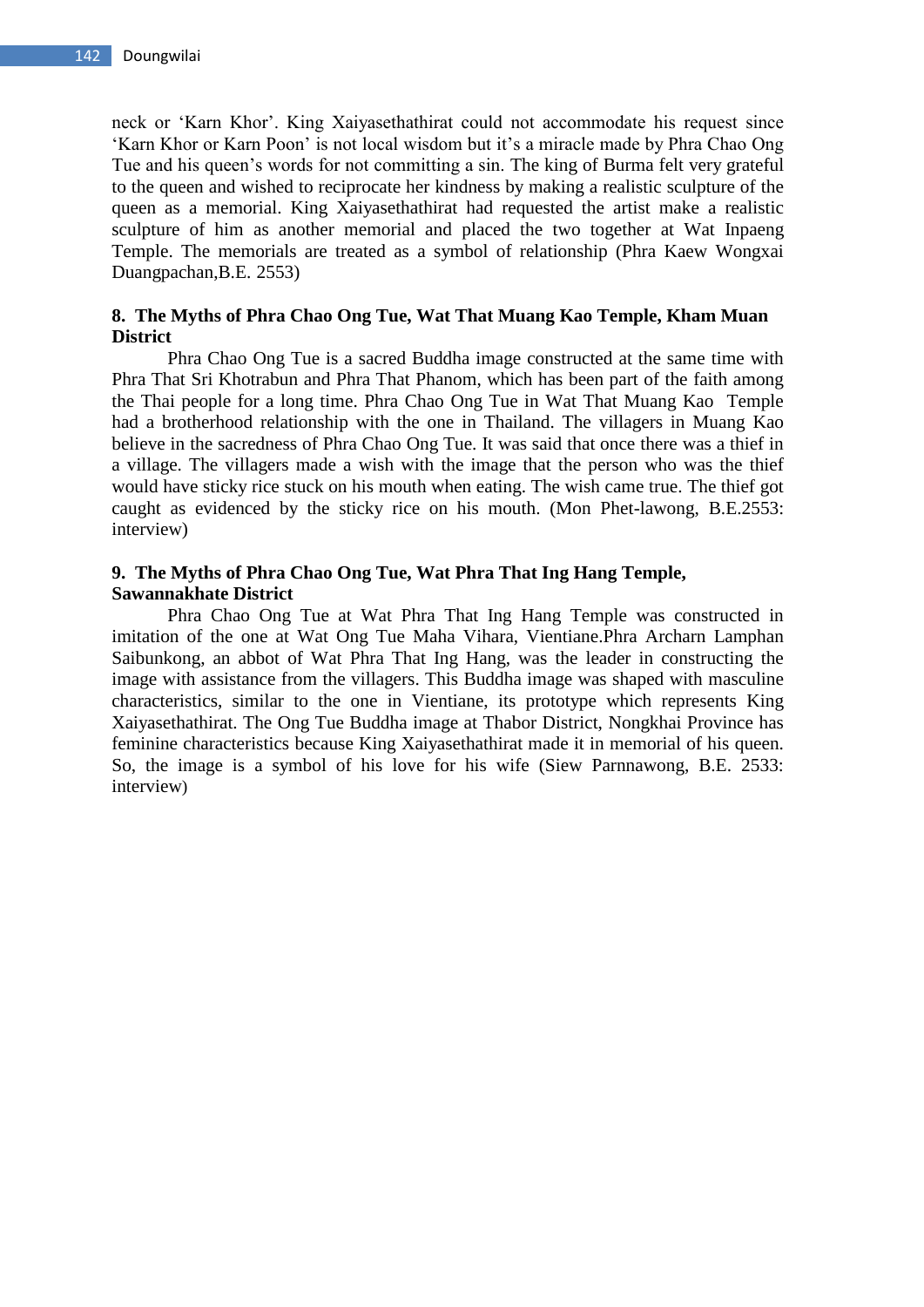neck or 'Karn Khor'. King Xaiyasethathirat could not accommodate his request since 'Karn Khor or Karn Poon' is not local wisdom but it's a miracle made by Phra Chao Ong Tue and his queen's words for not committing a sin. The king of Burma felt very grateful to the queen and wished to reciprocate her kindness by making a realistic sculpture of the queen as a memorial. King Xaiyasethathirat had requested the artist make a realistic sculpture of him as another memorial and placed the two together at Wat Inpaeng Temple. The memorials are treated as a symbol of relationship (Phra Kaew Wongxai Duangpachan,B.E. 2553)

**8. The Myths of Phra Chao Ong Tue, Wat That Muang Kao Temple, Kham Muan District**

Phra Chao Ong Tue is a sacred Buddha image constructed at the same time with Phra That Sri Khotrabun and Phra That Phanom, which has been part of the faith among the Thai people for a long time. Phra Chao Ong Tue in Wat That Muang Kao Temple had a brotherhood relationship with the one in Thailand. The villagers in Muang Kao believe in the sacredness of Phra Chao Ong Tue. It was said that once there was a thief in a village. The villagers made a wish with the image that the person who was the thief would have sticky rice stuck on his mouth when eating. The wish came true. The thief got caught as evidenced by the sticky rice on his mouth. (Mon Phet-lawong, B.E.2553: interview)

**9. The Myths of Phra Chao Ong Tue, Wat Phra That Ing Hang Temple, Sawannakhate District**

Phra Chao Ong Tue at Wat Phra That Ing Hang Temple was constructed in imitation of the one at Wat Ong Tue Maha Vihara, Vientiane.Phra Archarn Lamphan Saibunkong, an abbot of Wat Phra That Ing Hang, was the leader in constructing the image with assistance from the villagers. This Buddha image was shaped with masculine characteristics, similar to the one in Vientiane, its prototype which represents King Xaiyasethathirat. The Ong Tue Buddha image at Thabor District, Nongkhai Province has feminine characteristics because King Xaiyasethathirat made it in memorial of his queen. So, the image is a symbol of his love for his wife (Siew Parnnawong, B.E. 2533: interview)